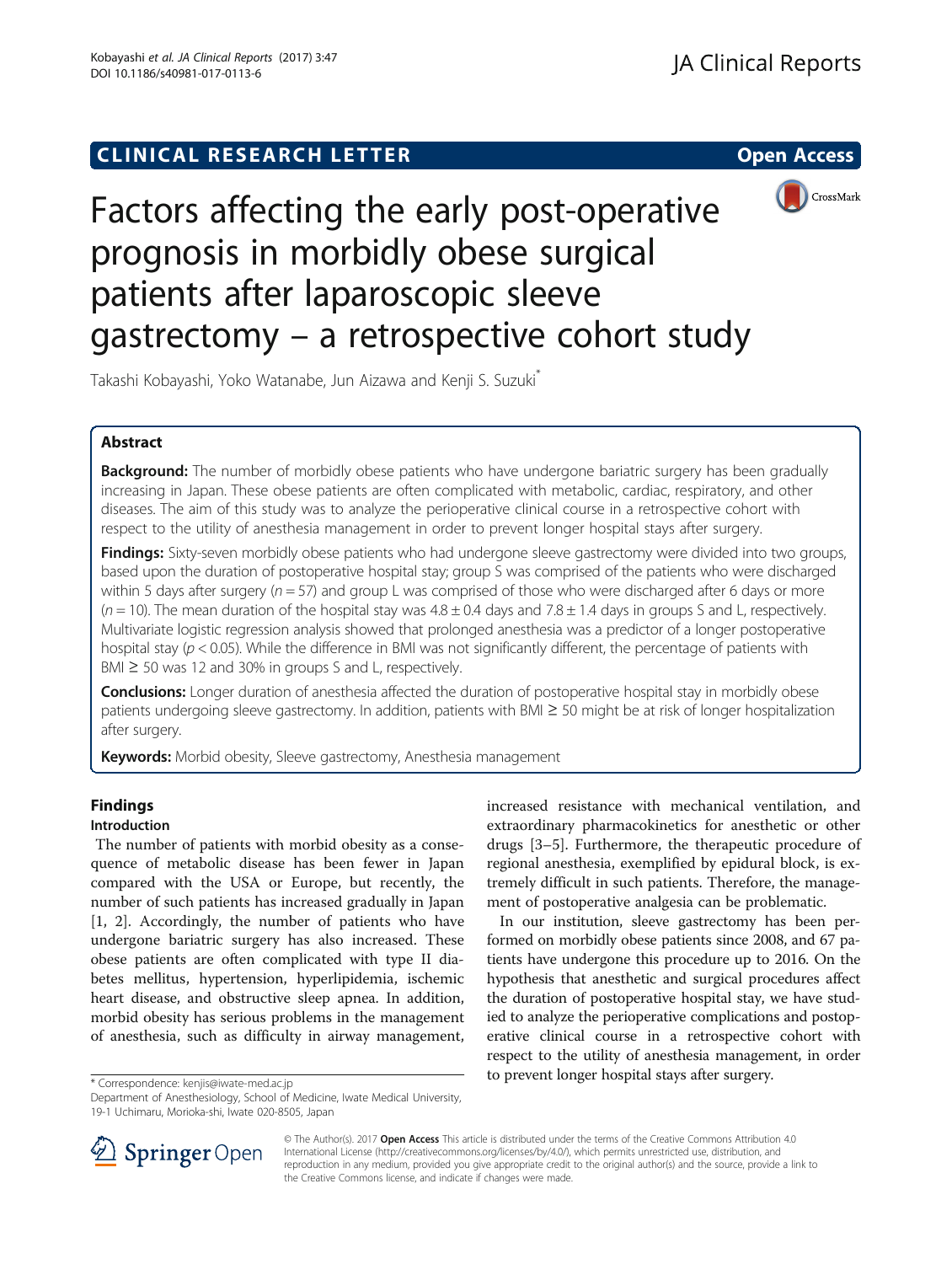CLINICAL RESEARCH LETTER

Open Access

# Factors affecting the early post-operative prognosis in morbidly obese surgical patients after laparoscopic sleeve gastrectomy – a retrospective cohort study

Takashi Kobayashi, Yoko Watanabe, Jun Aizawa and Kenji S. Suzuki*

## Abstract

**Background:** The number of morbidly obese patients who have undergone bariatric surgery has been gradually increasing in Japan. These obese patients are often complicated with metabolic, cardiac, respiratory, and other diseases. The aim of this study was to analyze the perioperative clinical course in a retrospective cohort with respect to the utility of anesthesia management in order to prevent longer hospital stays after surgery.

**Findings:** Sixty-seven morbidly obese patients who had undergone sleeve gastrectomy were divided into two groups, based upon the duration of postoperative hospital stay; group S was comprised of the patients who were discharged within 5 days after surgery ($n = 57$) and group L was comprised of those who were discharged after 6 days or more ($n = 10$). The mean duration of the hospital stay was $4.8 \pm 0.4$ days and $7.8 \pm 1.4$ days in groups S and L, respectively. Multivariate logistic regression analysis showed that prolonged anesthesia was a predictor of a longer postoperative hospital stay ($p < 0.05$). While the difference in BMI was not significantly different, the percentage of patients with BMI ≥ 50 was 12 and 30% in groups S and L, respectively.

**Conclusions:** Longer duration of anesthesia affected the duration of postoperative hospital stay in morbidly obese patients undergoing sleeve gastrectomy. In addition, patients with BMI ≥ 50 might be at risk of longer hospitalization after surgery.

**Keywords:** Morbid obesity, Sleeve gastrectomy, Anesthesia management

## Findings

### Introduction

The number of patients with morbid obesity as a consequence of metabolic disease has been fewer in Japan compared with the USA or Europe, but recently, the number of such patients has increased gradually in Japan [1, 2]. Accordingly, the number of patients who have undergone bariatric surgery has also increased. These obese patients are often complicated with type II diabetes mellitus, hypertension, hyperlipidemia, ischemic heart disease, and obstructive sleep apnea. In addition, morbid obesity has serious problems in the management of anesthesia, such as difficulty in airway management, increased resistance with mechanical ventilation, and extraordinary pharmacokinetics for anesthetic or other drugs [3–5]. Furthermore, the therapeutic procedure of regional anesthesia, exemplified by epidural block, is extremely difficult in such patients. Therefore, the management of postoperative analgesia can be problematic.

In our institution, sleeve gastrectomy has been performed on morbidly obese patients since 2008, and 67 patients have undergone this procedure up to 2016. On the hypothesis that anesthetic and surgical procedures affect the duration of postoperative hospital stay, we have studied to analyze the perioperative complications and postoperative clinical course in a retrospective cohort with respect to the utility of anesthesia management, in order to prevent longer hospital stays after surgery.

\* Correspondence: kenjis@iwate-med.ac.jp
Department of Anesthesiology, School of Medicine, Iwate Medical University, 19-1 Uchimaru, Morioka-shi, Iwate 020-8505, Japan

© The Author(s). 2017 **Open Access** This article is distributed under the terms of the Creative Commons Attribution 4.0 International License (http://creativecommons.org/licenses/by/4.0/), which permits unrestricted use, distribution, and reproduction in any medium, provided you give appropriate credit to the original author(s) and the source, provide a link to the Creative Commons license, and indicate if changes were made.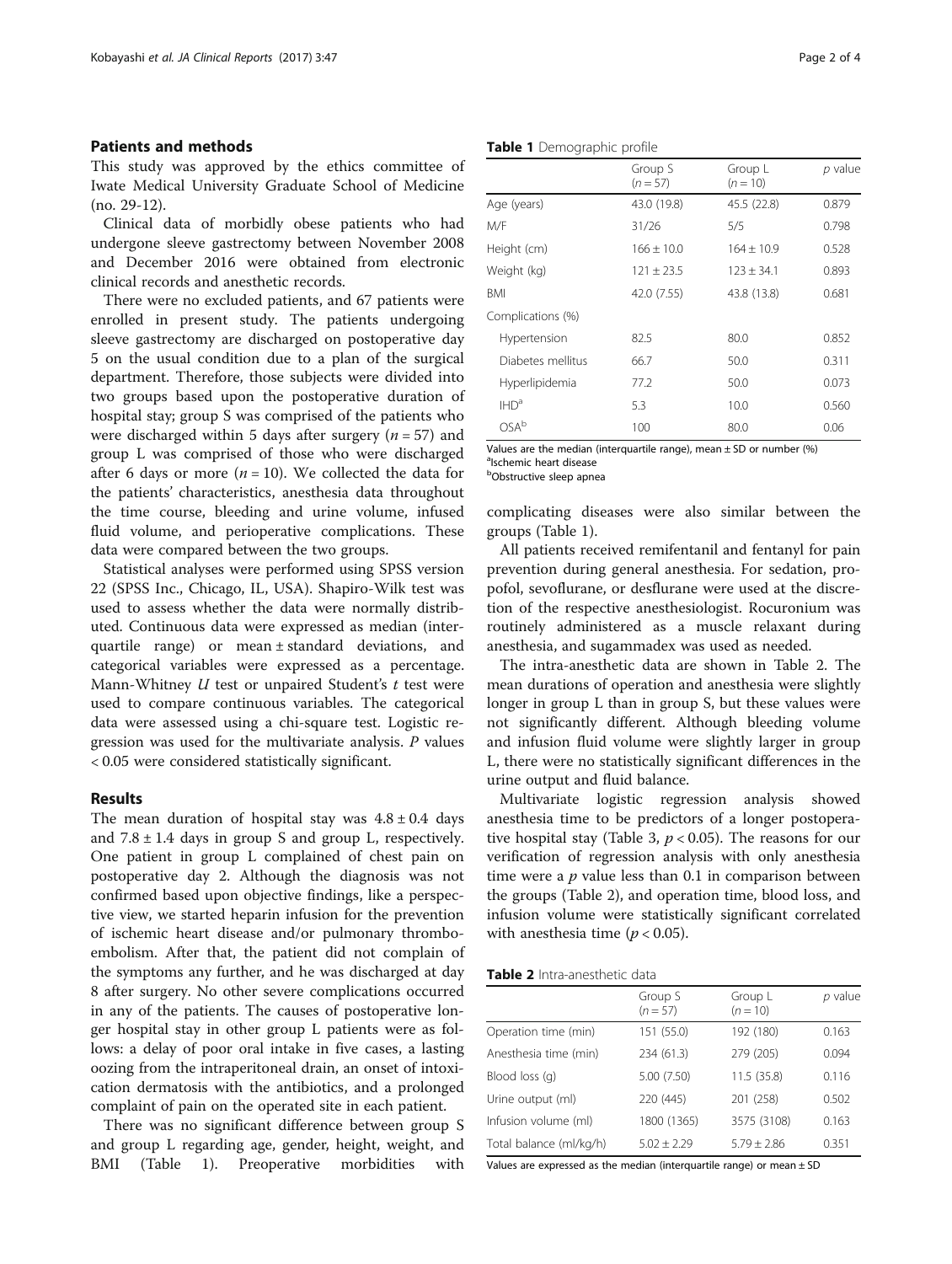## Patients and methods

This study was approved by the ethics committee of Iwate Medical University Graduate School of Medicine (no. 29-12).

Clinical data of morbidly obese patients who had undergone sleeve gastrectomy between November 2008 and December 2016 were obtained from electronic clinical records and anesthetic records.

There were no excluded patients, and 67 patients were enrolled in present study. The patients undergoing sleeve gastrectomy are discharged on postoperative day 5 on the usual condition due to a plan of the surgical department. Therefore, those subjects were divided into two groups based upon the postoperative duration of hospital stay; group S was comprised of the patients who were discharged within 5 days after surgery ($n = 57$) and group L was comprised of those who were discharged after 6 days or more ($n = 10$). We collected the data for the patients' characteristics, anesthesia data throughout the time course, bleeding and urine volume, infused fluid volume, and perioperative complications. These data were compared between the two groups.

Statistical analyses were performed using SPSS version 22 (SPSS Inc., Chicago, IL, USA). Shapiro-Wilk test was used to assess whether the data were normally distributed. Continuous data were expressed as median (interquartile range) or mean ± standard deviations, and categorical variables were expressed as a percentage. Mann-Whitney *U* test or unpaired Student's *t* test were used to compare continuous variables. The categorical data were assessed using a chi-square test. Logistic regression was used for the multivariate analysis. *P* values < 0.05 were considered statistically significant.

## Results

The mean duration of hospital stay was $4.8 \pm 0.4$ days and $7.8 \pm 1.4$ days in group S and group L, respectively. One patient in group L complained of chest pain on postoperative day 2. Although the diagnosis was not confirmed based upon objective findings, like a perspective view, we started heparin infusion for the prevention of ischemic heart disease and/or pulmonary thromboembolism. After that, the patient did not complain of the symptoms any further, and he was discharged at day 8 after surgery. No other severe complications occurred in any of the patients. The causes of postoperative longer hospital stay in other group L patients were as follows: a delay of poor oral intake in five cases, a lasting oozing from the intraperitoneal drain, an onset of intoxication dermatosis with the antibiotics, and a prolonged complaint of pain on the operated site in each patient.

There was no significant difference between group S and group L regarding age, gender, height, weight, and BMI (Table 1). Preoperative morbidities with complicating diseases were also similar between the groups (Table 1).

**Table 1** Demographic profile

| | Group S ($n = 57$) | Group L ($n = 10$) | *p* value |
|---|---|---|---|
| Age (years) | 43.0 (19.8) | 45.5 (22.8) | 0.879 |
| M/F | 31/26 | 5/5 | 0.798 |
| Height (cm) | 166 ± 10.0 | 164 ± 10.9 | 0.528 |
| Weight (kg) | 121 ± 23.5 | 123 ± 34.1 | 0.893 |
| BMI | 42.0 (7.55) | 43.8 (13.8) | 0.681 |
| Complications (%) | | | |
| Hypertension | 82.5 | 80.0 | 0.852 |
| Diabetes mellitus | 66.7 | 50.0 | 0.311 |
| Hyperlipidemia | 77.2 | 50.0 | 0.073 |
| IHD[a] | 5.3 | 10.0 | 0.560 |
| OSA[b] | 100 | 80.0 | 0.06 |

Values are the median (interquartile range), mean ± SD or number (%)
[a]Ischemic heart disease
[b]Obstructive sleep apnea

All patients received remifentanil and fentanyl for pain prevention during general anesthesia. For sedation, propofol, sevoflurane, or desflurane were used at the discretion of the respective anesthesiologist. Rocuronium was routinely administered as a muscle relaxant during anesthesia, and sugammadex was used as needed.

The intra-anesthetic data are shown in Table 2. The mean durations of operation and anesthesia were slightly longer in group L than in group S, but these values were not significantly different. Although bleeding volume and infusion fluid volume were slightly larger in group L, there were no statistically significant differences in the urine output and fluid balance.

Multivariate logistic regression analysis showed anesthesia time to be predictors of a longer postoperative hospital stay (Table 3, $p < 0.05$). The reasons for our verification of regression analysis with only anesthesia time were a *p* value less than 0.1 in comparison between the groups (Table 2), and operation time, blood loss, and infusion volume were statistically significant correlated with anesthesia time ($p < 0.05$).

**Table 2** Intra-anesthetic data

| | Group S ($n = 57$) | Group L ($n = 10$) | *p* value |
|---|---|---|---|
| Operation time (min) | 151 (55.0) | 192 (180) | 0.163 |
| Anesthesia time (min) | 234 (61.3) | 279 (205) | 0.094 |
| Blood loss (g) | 5.00 (7.50) | 11.5 (35.8) | 0.116 |
| Urine output (ml) | 220 (445) | 201 (258) | 0.502 |
| Infusion volume (ml) | 1800 (1365) | 3575 (3108) | 0.163 |
| Total balance (ml/kg/h) | 5.02 ± 2.29 | 5.79 ± 2.86 | 0.351 |

Values are expressed as the median (interquartile range) or mean ± SD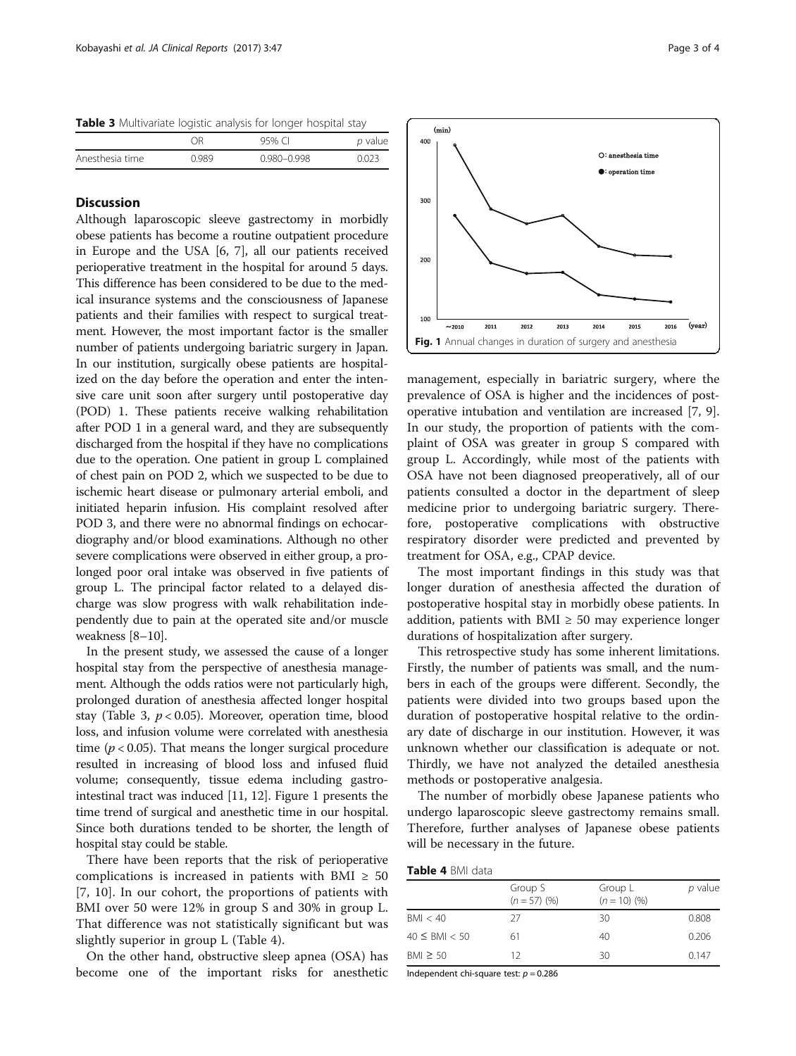**Table 3** Multivariate logistic analysis for longer hospital stay

| | OR | 95% CI | *p* value |
|---|---|---|---|
| Anesthesia time | 0.989 | 0.980–0.998 | 0.023 |

## Discussion

Although laparoscopic sleeve gastrectomy in morbidly obese patients has become a routine outpatient procedure in Europe and the USA [6, 7], all our patients received perioperative treatment in the hospital for around 5 days. This difference has been considered to be due to the medical insurance systems and the consciousness of Japanese patients and their families with respect to surgical treatment. However, the most important factor is the smaller number of patients undergoing bariatric surgery in Japan. In our institution, surgically obese patients are hospitalized on the day before the operation and enter the intensive care unit soon after surgery until postoperative day (POD) 1. These patients receive walking rehabilitation after POD 1 in a general ward, and they are subsequently discharged from the hospital if they have no complications due to the operation. One patient in group L complained of chest pain on POD 2, which we suspected to be due to ischemic heart disease or pulmonary arterial emboli, and initiated heparin infusion. His complaint resolved after POD 3, and there were no abnormal findings on echocardiography and/or blood examinations. Although no other severe complications were observed in either group, a prolonged poor oral intake was observed in five patients of group L. The principal factor related to a delayed discharge was slow progress with walk rehabilitation independently due to pain at the operated site and/or muscle weakness [8–10].

In the present study, we assessed the cause of a longer hospital stay from the perspective of anesthesia management. Although the odds ratios were not particularly high, prolonged duration of anesthesia affected longer hospital stay (Table 3, $p < 0.05$). Moreover, operation time, blood loss, and infusion volume were correlated with anesthesia time ($p < 0.05$). That means the longer surgical procedure resulted in increasing of blood loss and infused fluid volume; consequently, tissue edema including gastrointestinal tract was induced [11, 12]. Figure 1 presents the time trend of surgical and anesthetic time in our hospital. Since both durations tended to be shorter, the length of hospital stay could be stable.

There have been reports that the risk of perioperative complications is increased in patients with BMI ≥ 50 [7, 10]. In our cohort, the proportions of patients with BMI over 50 were 12% in group S and 30% in group L. That difference was not statistically significant but was slightly superior in group L (Table 4).

On the other hand, obstructive sleep apnea (OSA) has become one of the important risks for anesthetic management, especially in bariatric surgery, where the prevalence of OSA is higher and the incidences of postoperative intubation and ventilation are increased [7, 9]. In our study, the proportion of patients with the complaint of OSA was greater in group S compared with group L. Accordingly, while most of the patients with OSA have not been diagnosed preoperatively, all of our patients consulted a doctor in the department of sleep medicine prior to undergoing bariatric surgery. Therefore, postoperative complications with obstructive respiratory disorder were predicted and prevented by treatment for OSA, e.g., CPAP device.

Fig. 1 Annual changes in duration of surgery and anesthesia

The most important findings in this study was that longer duration of anesthesia affected the duration of postoperative hospital stay in morbidly obese patients. In addition, patients with BMI ≥ 50 may experience longer durations of hospitalization after surgery.

This retrospective study has some inherent limitations. Firstly, the number of patients was small, and the numbers in each of the groups were different. Secondly, the patients were divided into two groups based upon the duration of postoperative hospital relative to the ordinary date of discharge in our institution. However, it was unknown whether our classification is adequate or not. Thirdly, we have not analyzed the detailed anesthesia methods or postoperative analgesia.

The number of morbidly obese Japanese patients who undergo laparoscopic sleeve gastrectomy remains small. Therefore, further analyses of Japanese obese patients will be necessary in the future.

**Table 4** BMI data

| | Group S ($n = 57$) (%) | Group L ($n = 10$) (%) | *p* value |
|---|---|---|---|
| BMI < 40 | 27 | 30 | 0.808 |
| 40 ≤ BMI < 50 | 61 | 40 | 0.206 |
| BMI ≥ 50 | 12 | 30 | 0.147 |

Independent chi-square test: $p = 0.286$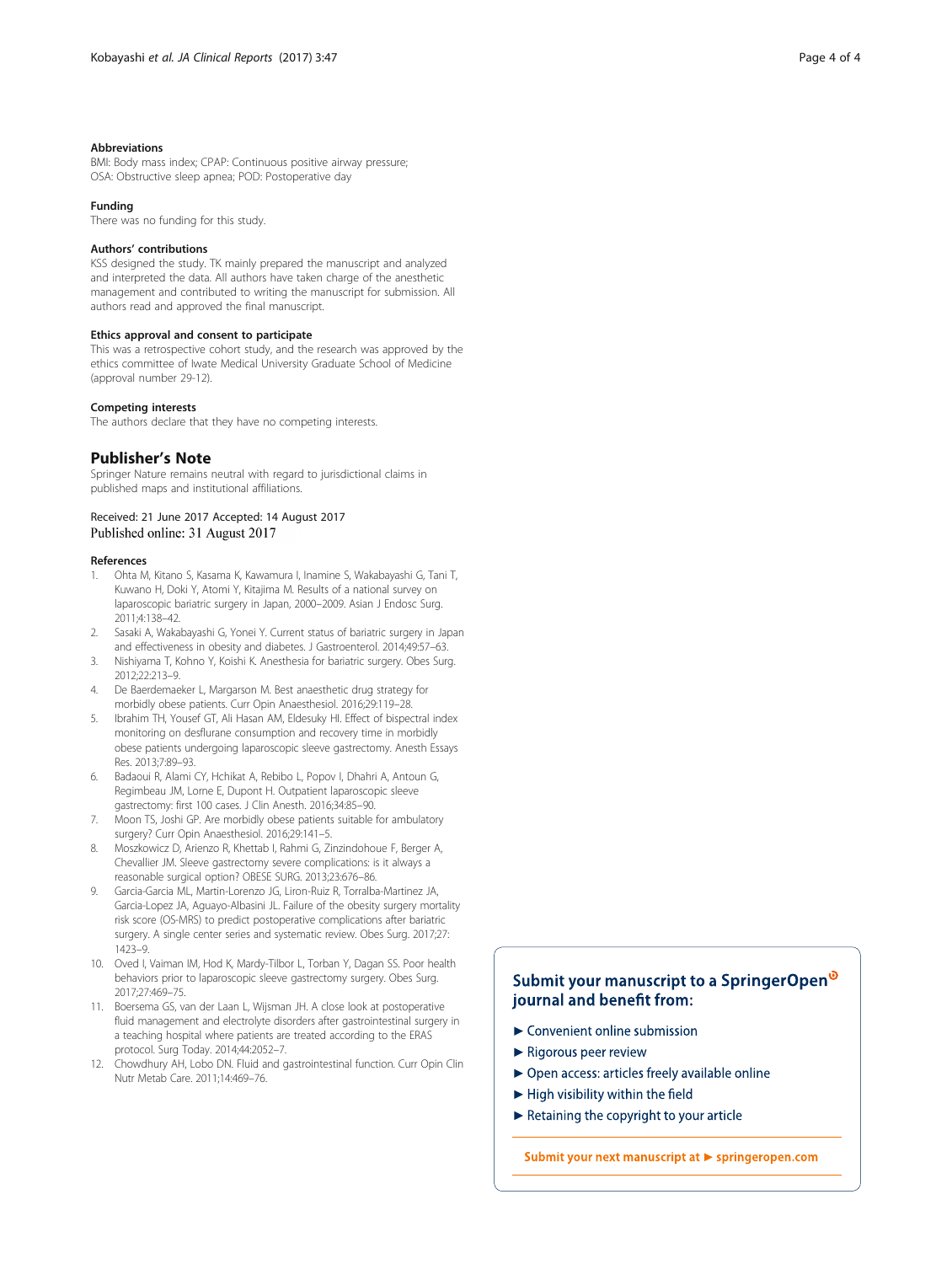#### Abbreviations
BMI: Body mass index; CPAP: Continuous positive airway pressure; OSA: Obstructive sleep apnea; POD: Postoperative day

#### Funding
There was no funding for this study.

#### Authors' contributions
KSS designed the study. TK mainly prepared the manuscript and analyzed and interpreted the data. All authors have taken charge of the anesthetic management and contributed to writing the manuscript for submission. All authors read and approved the final manuscript.

#### Ethics approval and consent to participate
This was a retrospective cohort study, and the research was approved by the ethics committee of Iwate Medical University Graduate School of Medicine (approval number 29-12).

#### Competing interests
The authors declare that they have no competing interests.

## Publisher's Note
Springer Nature remains neutral with regard to jurisdictional claims in published maps and institutional affiliations.

Received: 21 June 2017 Accepted: 14 August 2017
Published online: 31 August 2017

#### References
1. Ohta M, Kitano S, Kasama K, Kawamura I, Inamine S, Wakabayashi G, Tani T, Kuwano H, Doki Y, Atomi Y, Kitajima M. Results of a national survey on laparoscopic bariatric surgery in Japan, 2000–2009. Asian J Endosc Surg. 2011;4:138–42.
2. Sasaki A, Wakabayashi G, Yonei Y. Current status of bariatric surgery in Japan and effectiveness in obesity and diabetes. J Gastroenterol. 2014;49:57–63.
3. Nishiyama T, Kohno Y, Koishi K. Anesthesia for bariatric surgery. Obes Surg. 2012;22:213–9.
4. De Baerdemaeker L, Margarson M. Best anaesthetic drug strategy for morbidly obese patients. Curr Opin Anaesthesiol. 2016;29:119–28.
5. Ibrahim TH, Yousef GT, Ali Hasan AM, Eldesuky HI. Effect of bispectral index monitoring on desflurane consumption and recovery time in morbidly obese patients undergoing laparoscopic sleeve gastrectomy. Anesth Essays Res. 2013;7:89–93.
6. Badaoui R, Alami CY, Hchikat A, Rebibo L, Popov I, Dhahri A, Antoun G, Regimbeau JM, Lorne E, Dupont H. Outpatient laparoscopic sleeve gastrectomy: first 100 cases. J Clin Anesth. 2016;34:85–90.
7. Moon TS, Joshi GP. Are morbidly obese patients suitable for ambulatory surgery? Curr Opin Anaesthesiol. 2016;29:141–5.
8. Moszkowicz D, Arienzo R, Khettab I, Rahmi G, Zinzindohoue F, Berger A, Chevallier JM. Sleeve gastrectomy severe complications: is it always a reasonable surgical option? OBESE SURG. 2013;23:676–86.
9. Garcia-Garcia ML, Martin-Lorenzo JG, Liron-Ruiz R, Torralba-Martinez JA, Garcia-Lopez JA, Aguayo-Albasini JL. Failure of the obesity surgery mortality risk score (OS-MRS) to predict postoperative complications after bariatric surgery. A single center series and systematic review. Obes Surg. 2017;27: 1423–9.
10. Oved I, Vaiman IM, Hod K, Mardy-Tilbor L, Torban Y, Dagan SS. Poor health behaviors prior to laparoscopic sleeve gastrectomy surgery. Obes Surg. 2017;27:469–75.
11. Boersema GS, van der Laan L, Wijsman JH. A close look at postoperative fluid management and electrolyte disorders after gastrointestinal surgery in a teaching hospital where patients are treated according to the ERAS protocol. Surg Today. 2014;44:2052–7.
12. Chowdhury AH, Lobo DN. Fluid and gastrointestinal function. Curr Opin Clin Nutr Metab Care. 2011;14:469–76.

**Submit your manuscript to a SpringerOpen journal and benefit from:**

- ► Convenient online submission
- ► Rigorous peer review
- ► Open access: articles freely available online
- ► High visibility within the field
- ► Retaining the copyright to your article

**Submit your next manuscript at ► springeropen.com**